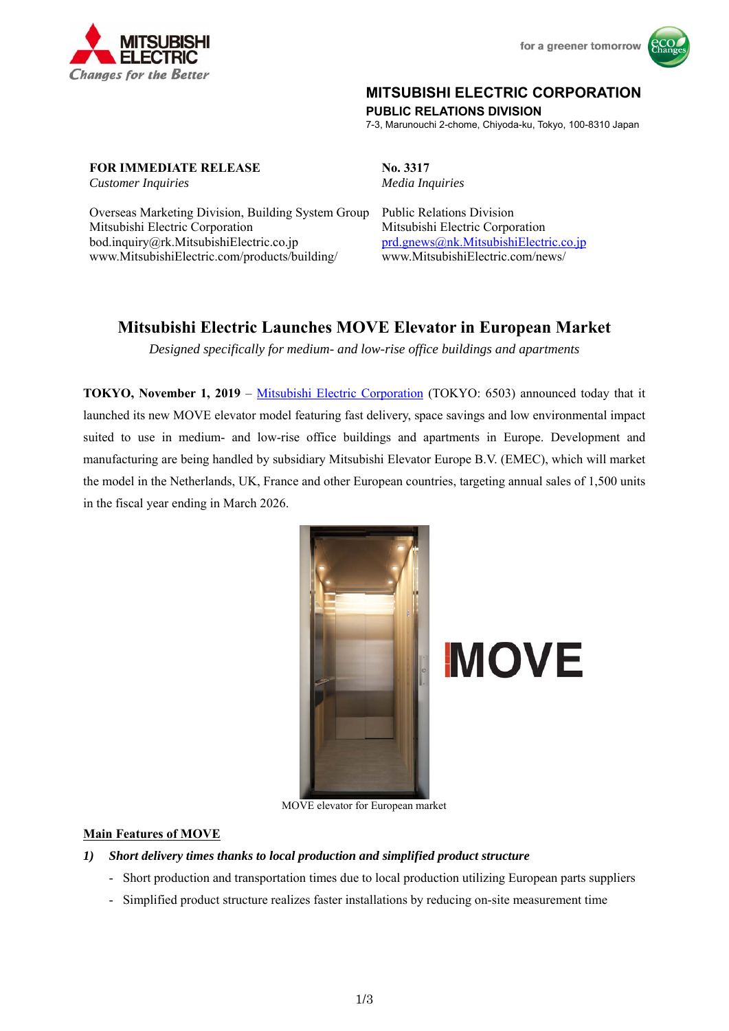# MITSUBISHI ELECTRIC CORPORATION

**PUBLIC RELATIONS DIVISION**

7-3, Marunouchi 2-chome, Chiyoda-ku, Tokyo, 100-8310 Japan

**FOR IMMEDIATE RELEASE**

**No. 3317**

*Customer Inquiries*

Overseas Marketing Division, Building System Group
Mitsubishi Electric Corporation
bod.inquiry@rk.MitsubishiElectric.co.jp
www.MitsubishiElectric.com/products/building/

*Media Inquiries*

Public Relations Division
Mitsubishi Electric Corporation
prd.gnews@nk.MitsubishiElectric.co.jp
www.MitsubishiElectric.com/news/

## Mitsubishi Electric Launches MOVE Elevator in European Market

*Designed specifically for medium- and low-rise office buildings and apartments*

**TOKYO, November 1, 2019** – Mitsubishi Electric Corporation (TOKYO: 6503) announced today that it launched its new MOVE elevator model featuring fast delivery, space savings and low environmental impact suited to use in medium- and low-rise office buildings and apartments in Europe. Development and manufacturing are being handled by subsidiary Mitsubishi Elevator Europe B.V. (EMEC), which will market the model in the Netherlands, UK, France and other European countries, targeting annual sales of 1,500 units in the fiscal year ending in March 2026.

MOVE elevator for European market

**Main Features of MOVE**

***1) Short delivery times thanks to local production and simplified product structure***

- Short production and transportation times due to local production utilizing European parts suppliers
- Simplified product structure realizes faster installations by reducing on-site measurement time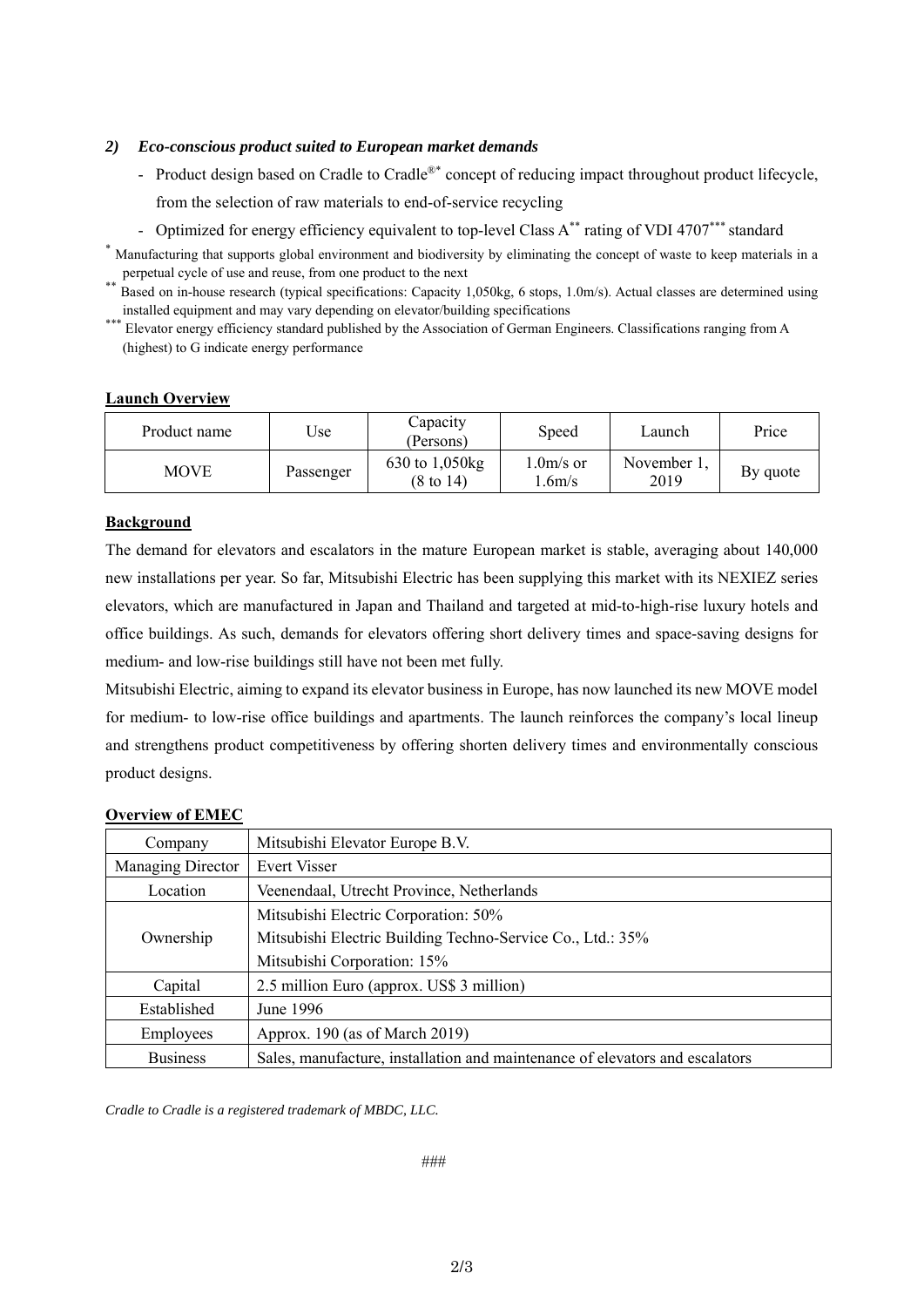### *2) Eco-conscious product suited to European market demands*

- Product design based on Cradle to Cradle®* concept of reducing impact throughout product lifecycle, from the selection of raw materials to end-of-service recycling
- Optimized for energy efficiency equivalent to top-level Class A** rating of VDI 4707*** standard

\* Manufacturing that supports global environment and biodiversity by eliminating the concept of waste to keep materials in a perpetual cycle of use and reuse, from one product to the next

\*\* Based on in-house research (typical specifications: Capacity 1,050kg, 6 stops, 1.0m/s). Actual classes are determined using installed equipment and may vary depending on elevator/building specifications

\*\*\* Elevator energy efficiency standard published by the Association of German Engineers. Classifications ranging from A (highest) to G indicate energy performance

**Launch Overview**

| Product name | Use | Capacity (Persons) | Speed | Launch | Price |
|---|---|---|---|---|---|
| MOVE | Passenger | 630 to 1,050kg (8 to 14) | 1.0m/s or 1.6m/s | November 1, 2019 | By quote |

**Background**

The demand for elevators and escalators in the mature European market is stable, averaging about 140,000 new installations per year. So far, Mitsubishi Electric has been supplying this market with its NEXIEZ series elevators, which are manufactured in Japan and Thailand and targeted at mid-to-high-rise luxury hotels and office buildings. As such, demands for elevators offering short delivery times and space-saving designs for medium- and low-rise buildings still have not been met fully.

Mitsubishi Electric, aiming to expand its elevator business in Europe, has now launched its new MOVE model for medium- to low-rise office buildings and apartments. The launch reinforces the company's local lineup and strengthens product competitiveness by offering shorten delivery times and environmentally conscious product designs.

**Overview of EMEC**

| Company | Mitsubishi Elevator Europe B.V. |
|---|---|
| Managing Director | Evert Visser |
| Location | Veenendaal, Utrecht Province, Netherlands |
| Ownership | Mitsubishi Electric Corporation: 50%<br>Mitsubishi Electric Building Techno-Service Co., Ltd.: 35%<br>Mitsubishi Corporation: 15% |
| Capital | 2.5 million Euro (approx. US$ 3 million) |
| Established | June 1996 |
| Employees | Approx. 190 (as of March 2019) |
| Business | Sales, manufacture, installation and maintenance of elevators and escalators |

*Cradle to Cradle is a registered trademark of MBDC, LLC.*

###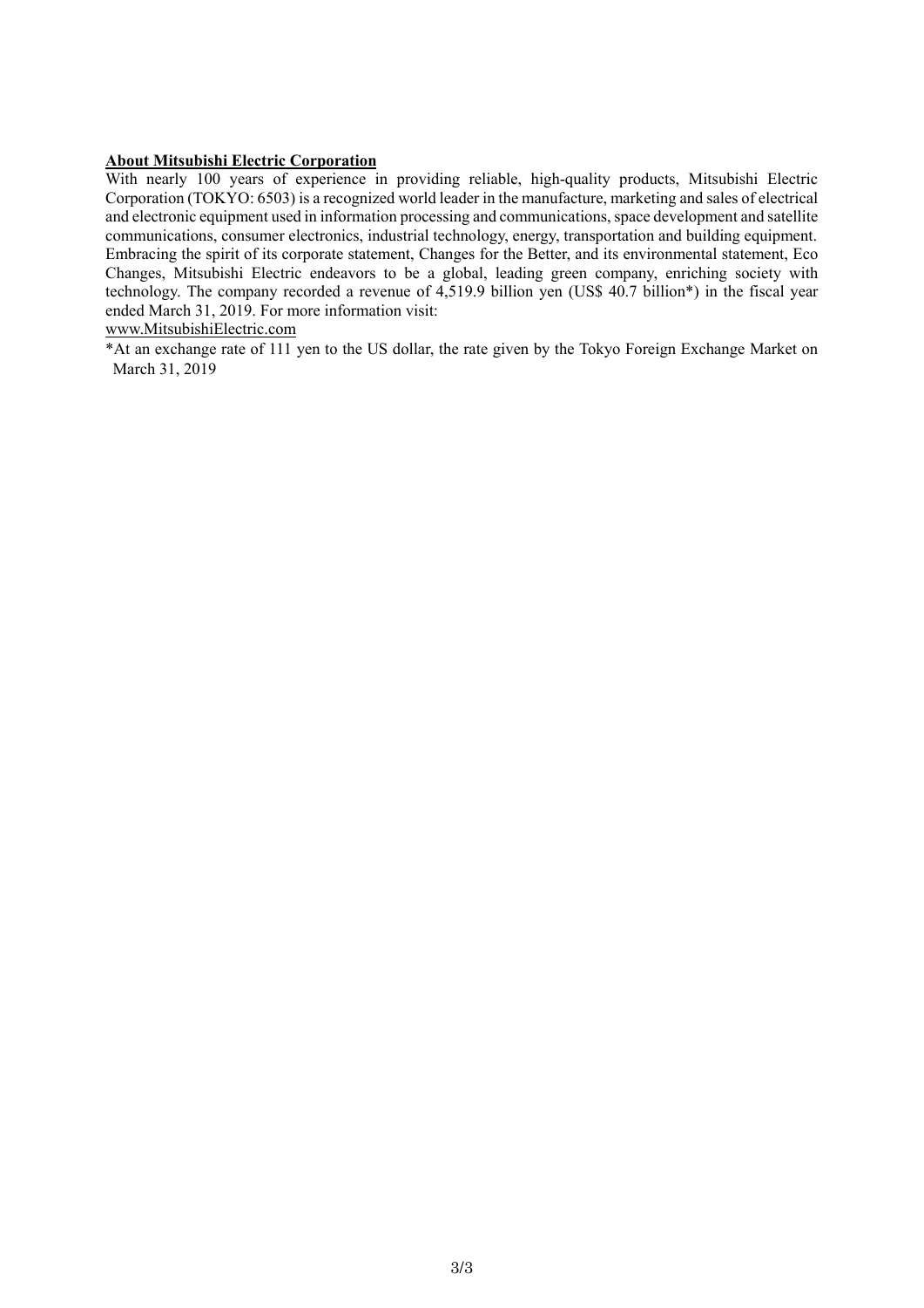**About Mitsubishi Electric Corporation**

With nearly 100 years of experience in providing reliable, high-quality products, Mitsubishi Electric Corporation (TOKYO: 6503) is a recognized world leader in the manufacture, marketing and sales of electrical and electronic equipment used in information processing and communications, space development and satellite communications, consumer electronics, industrial technology, energy, transportation and building equipment. Embracing the spirit of its corporate statement, Changes for the Better, and its environmental statement, Eco Changes, Mitsubishi Electric endeavors to be a global, leading green company, enriching society with technology. The company recorded a revenue of 4,519.9 billion yen (US$ 40.7 billion*) in the fiscal year ended March 31, 2019. For more information visit:
www.MitsubishiElectric.com

*At an exchange rate of 111 yen to the US dollar, the rate given by the Tokyo Foreign Exchange Market on March 31, 2019